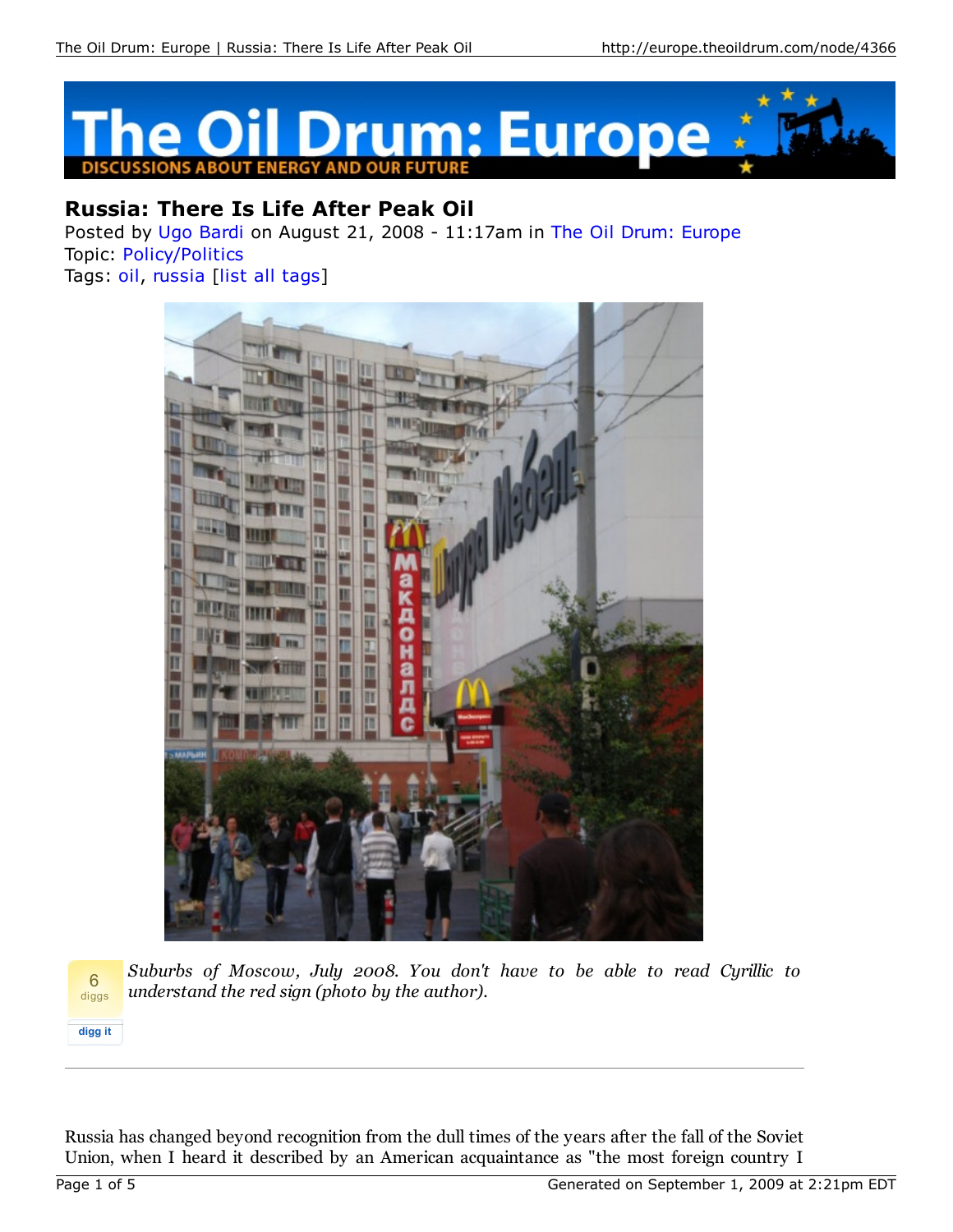# Russia: There Is Life After Peak Oil

Posted by Ugo Bardi on August 21, 2008 - 11:17am in The Oil Drum: Europe
Topic: Policy/Politics
Tags: oil, russia [list all tags]

*Suburbs of Moscow, July 2008. You don't have to be able to read Cyrillic to understand the red sign (photo by the author).*

Russia has changed beyond recognition from the dull times of the years after the fall of the Soviet Union, when I heard it described by an American acquaintance as "the most foreign country I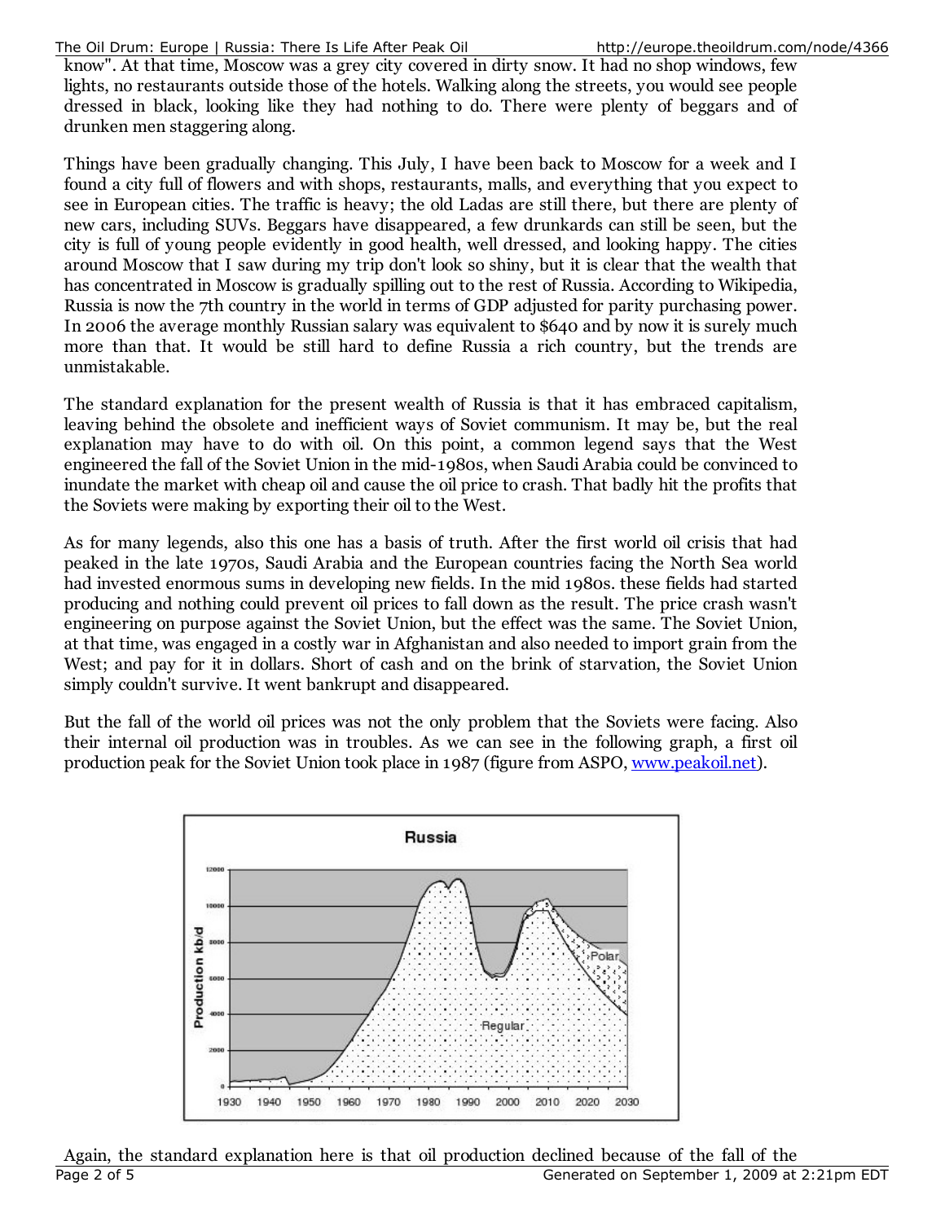know". At that time, Moscow was a grey city covered in dirty snow. It had no shop windows, few lights, no restaurants outside those of the hotels. Walking along the streets, you would see people dressed in black, looking like they had nothing to do. There were plenty of beggars and of drunken men staggering along.

Things have been gradually changing. This July, I have been back to Moscow for a week and I found a city full of flowers and with shops, restaurants, malls, and everything that you expect to see in European cities. The traffic is heavy; the old Ladas are still there, but there are plenty of new cars, including SUVs. Beggars have disappeared, a few drunkards can still be seen, but the city is full of young people evidently in good health, well dressed, and looking happy. The cities around Moscow that I saw during my trip don't look so shiny, but it is clear that the wealth that has concentrated in Moscow is gradually spilling out to the rest of Russia. According to Wikipedia, Russia is now the 7th country in the world in terms of GDP adjusted for parity purchasing power. In 2006 the average monthly Russian salary was equivalent to $640 and by now it is surely much more than that. It would be still hard to define Russia a rich country, but the trends are unmistakable.

The standard explanation for the present wealth of Russia is that it has embraced capitalism, leaving behind the obsolete and inefficient ways of Soviet communism. It may be, but the real explanation may have to do with oil. On this point, a common legend says that the West engineered the fall of the Soviet Union in the mid-1980s, when Saudi Arabia could be convinced to inundate the market with cheap oil and cause the oil price to crash. That badly hit the profits that the Soviets were making by exporting their oil to the West.

As for many legends, also this one has a basis of truth. After the first world oil crisis that had peaked in the late 1970s, Saudi Arabia and the European countries facing the North Sea world had invested enormous sums in developing new fields. In the mid 1980s. these fields had started producing and nothing could prevent oil prices to fall down as the result. The price crash wasn't engineering on purpose against the Soviet Union, but the effect was the same. The Soviet Union, at that time, was engaged in a costly war in Afghanistan and also needed to import grain from the West; and pay for it in dollars. Short of cash and on the brink of starvation, the Soviet Union simply couldn't survive. It went bankrupt and disappeared.

But the fall of the world oil prices was not the only problem that the Soviets were facing. Also their internal oil production was in troubles. As we can see in the following graph, a first oil production peak for the Soviet Union took place in 1987 (figure from ASPO, [www.peakoil.net](http://www.peakoil.net)).

Again, the standard explanation here is that oil production declined because of the fall of the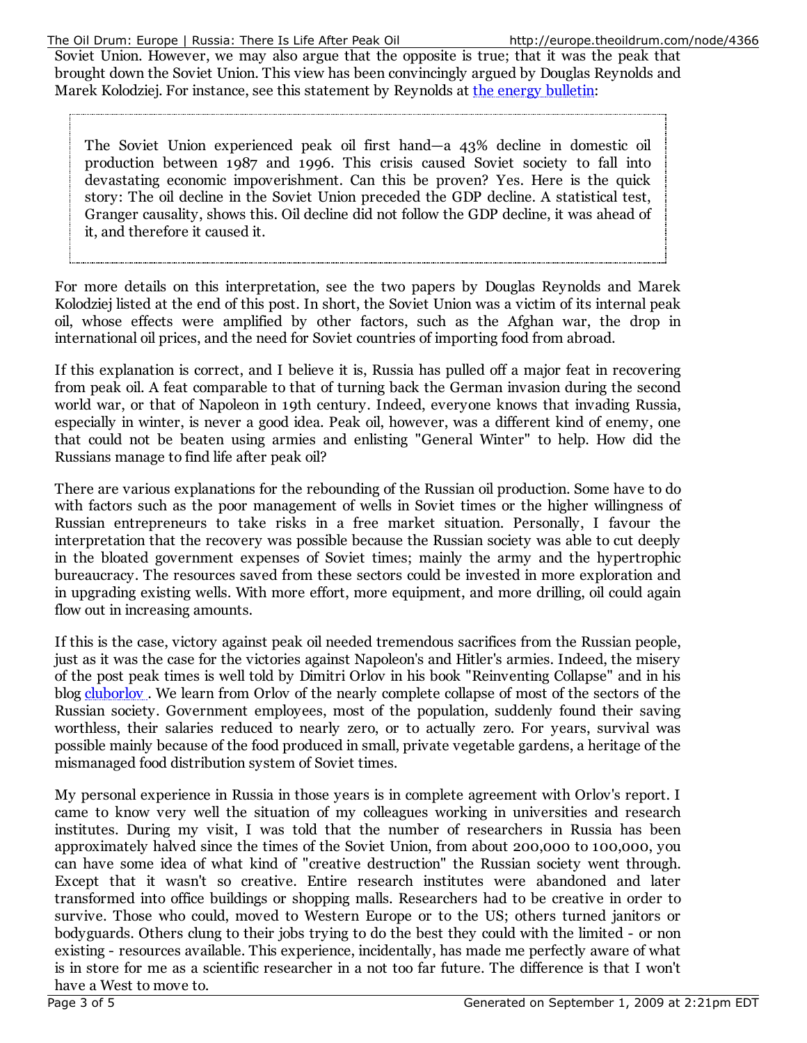Soviet Union. However, we may also argue that the opposite is true; that it was the peak that brought down the Soviet Union. This view has been convincingly argued by Douglas Reynolds and Marek Kolodziej. For instance, see this statement by Reynolds at [the energy bulletin](#):

> The Soviet Union experienced peak oil first hand—a 43% decline in domestic oil production between 1987 and 1996. This crisis caused Soviet society to fall into devastating economic impoverishment. Can this be proven? Yes. Here is the quick story: The oil decline in the Soviet Union preceded the GDP decline. A statistical test, Granger causality, shows this. Oil decline did not follow the GDP decline, it was ahead of it, and therefore it caused it.

For more details on this interpretation, see the two papers by Douglas Reynolds and Marek Kolodziej listed at the end of this post. In short, the Soviet Union was a victim of its internal peak oil, whose effects were amplified by other factors, such as the Afghan war, the drop in international oil prices, and the need for Soviet countries of importing food from abroad.

If this explanation is correct, and I believe it is, Russia has pulled off a major feat in recovering from peak oil. A feat comparable to that of turning back the German invasion during the second world war, or that of Napoleon in 19th century. Indeed, everyone knows that invading Russia, especially in winter, is never a good idea. Peak oil, however, was a different kind of enemy, one that could not be beaten using armies and enlisting "General Winter" to help. How did the Russians manage to find life after peak oil?

There are various explanations for the rebounding of the Russian oil production. Some have to do with factors such as the poor management of wells in Soviet times or the higher willingness of Russian entrepreneurs to take risks in a free market situation. Personally, I favour the interpretation that the recovery was possible because the Russian society was able to cut deeply in the bloated government expenses of Soviet times; mainly the army and the hypertrophic bureaucracy. The resources saved from these sectors could be invested in more exploration and in upgrading existing wells. With more effort, more equipment, and more drilling, oil could again flow out in increasing amounts.

If this is the case, victory against peak oil needed tremendous sacrifices from the Russian people, just as it was the case for the victories against Napoleon's and Hitler's armies. Indeed, the misery of the post peak times is well told by Dimitri Orlov in his book "Reinventing Collapse" and in his blog [cluborlov](#) . We learn from Orlov of the nearly complete collapse of most of the sectors of the Russian society. Government employees, most of the population, suddenly found their saving worthless, their salaries reduced to nearly zero, or to actually zero. For years, survival was possible mainly because of the food produced in small, private vegetable gardens, a heritage of the mismanaged food distribution system of Soviet times.

My personal experience in Russia in those years is in complete agreement with Orlov's report. I came to know very well the situation of my colleagues working in universities and research institutes. During my visit, I was told that the number of researchers in Russia has been approximately halved since the times of the Soviet Union, from about 200,000 to 100,000, you can have some idea of what kind of "creative destruction" the Russian society went through. Except that it wasn't so creative. Entire research institutes were abandoned and later transformed into office buildings or shopping malls. Researchers had to be creative in order to survive. Those who could, moved to Western Europe or to the US; others turned janitors or bodyguards. Others clung to their jobs trying to do the best they could with the limited - or non existing - resources available. This experience, incidentally, has made me perfectly aware of what is in store for me as a scientific researcher in a not too far future. The difference is that I won't have a West to move to.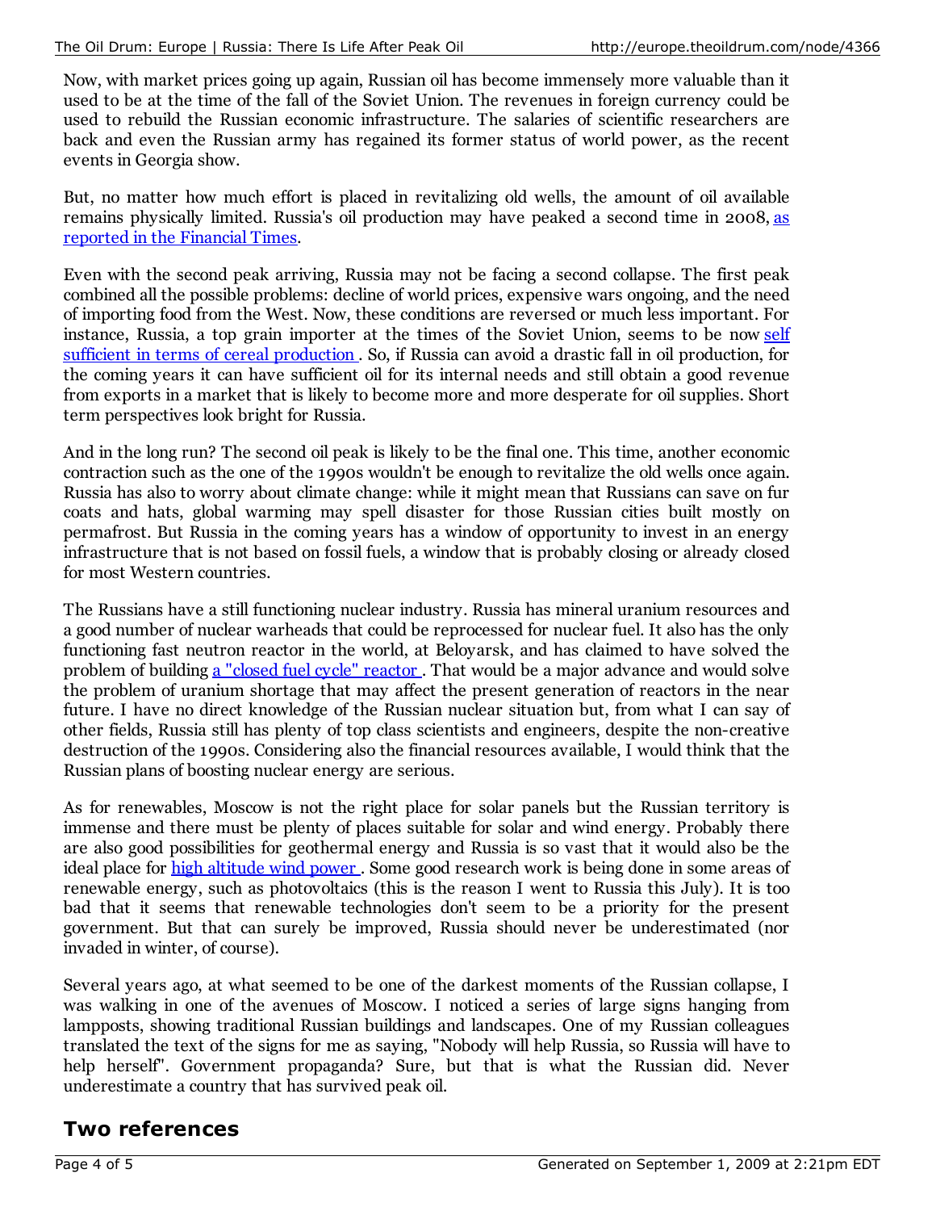Now, with market prices going up again, Russian oil has become immensely more valuable than it used to be at the time of the fall of the Soviet Union. The revenues in foreign currency could be used to rebuild the Russian economic infrastructure. The salaries of scientific researchers are back and even the Russian army has regained its former status of world power, as the recent events in Georgia show.

But, no matter how much effort is placed in revitalizing old wells, the amount of oil available remains physically limited. Russia's oil production may have peaked a second time in 2008, as reported in the Financial Times.

Even with the second peak arriving, Russia may not be facing a second collapse. The first peak combined all the possible problems: decline of world prices, expensive wars ongoing, and the need of importing food from the West. Now, these conditions are reversed or much less important. For instance, Russia, a top grain importer at the times of the Soviet Union, seems to be now self sufficient in terms of cereal production . So, if Russia can avoid a drastic fall in oil production, for the coming years it can have sufficient oil for its internal needs and still obtain a good revenue from exports in a market that is likely to become more and more desperate for oil supplies. Short term perspectives look bright for Russia.

And in the long run? The second oil peak is likely to be the final one. This time, another economic contraction such as the one of the 1990s wouldn't be enough to revitalize the old wells once again. Russia has also to worry about climate change: while it might mean that Russians can save on fur coats and hats, global warming may spell disaster for those Russian cities built mostly on permafrost. But Russia in the coming years has a window of opportunity to invest in an energy infrastructure that is not based on fossil fuels, a window that is probably closing or already closed for most Western countries.

The Russians have a still functioning nuclear industry. Russia has mineral uranium resources and a good number of nuclear warheads that could be reprocessed for nuclear fuel. It also has the only functioning fast neutron reactor in the world, at Beloyarsk, and has claimed to have solved the problem of building a "closed fuel cycle" reactor . That would be a major advance and would solve the problem of uranium shortage that may affect the present generation of reactors in the near future. I have no direct knowledge of the Russian nuclear situation but, from what I can say of other fields, Russia still has plenty of top class scientists and engineers, despite the non-creative destruction of the 1990s. Considering also the financial resources available, I would think that the Russian plans of boosting nuclear energy are serious.

As for renewables, Moscow is not the right place for solar panels but the Russian territory is immense and there must be plenty of places suitable for solar and wind energy. Probably there are also good possibilities for geothermal energy and Russia is so vast that it would also be the ideal place for high altitude wind power . Some good research work is being done in some areas of renewable energy, such as photovoltaics (this is the reason I went to Russia this July). It is too bad that it seems that renewable technologies don't seem to be a priority for the present government. But that can surely be improved, Russia should never be underestimated (nor invaded in winter, of course).

Several years ago, at what seemed to be one of the darkest moments of the Russian collapse, I was walking in one of the avenues of Moscow. I noticed a series of large signs hanging from lampposts, showing traditional Russian buildings and landscapes. One of my Russian colleagues translated the text of the signs for me as saying, "Nobody will help Russia, so Russia will have to help herself". Government propaganda? Sure, but that is what the Russian did. Never underestimate a country that has survived peak oil.

## Two references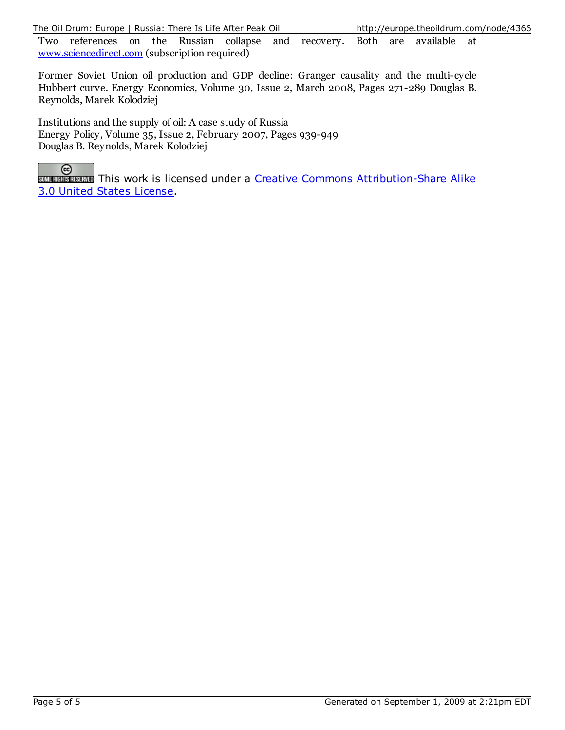Two references on the Russian collapse and recovery. Both are available at [www.sciencedirect.com](http://www.sciencedirect.com) (subscription required)

Former Soviet Union oil production and GDP decline: Granger causality and the multi-cycle Hubbert curve. Energy Economics, Volume 30, Issue 2, March 2008, Pages 271-289 Douglas B. Reynolds, Marek Kolodziej

Institutions and the supply of oil: A case study of Russia
Energy Policy, Volume 35, Issue 2, February 2007, Pages 939-949
Douglas B. Reynolds, Marek Kolodziej

SOME RIGHTS RESERVED This work is licensed under a Creative Commons Attribution-Share Alike 3.0 United States License.